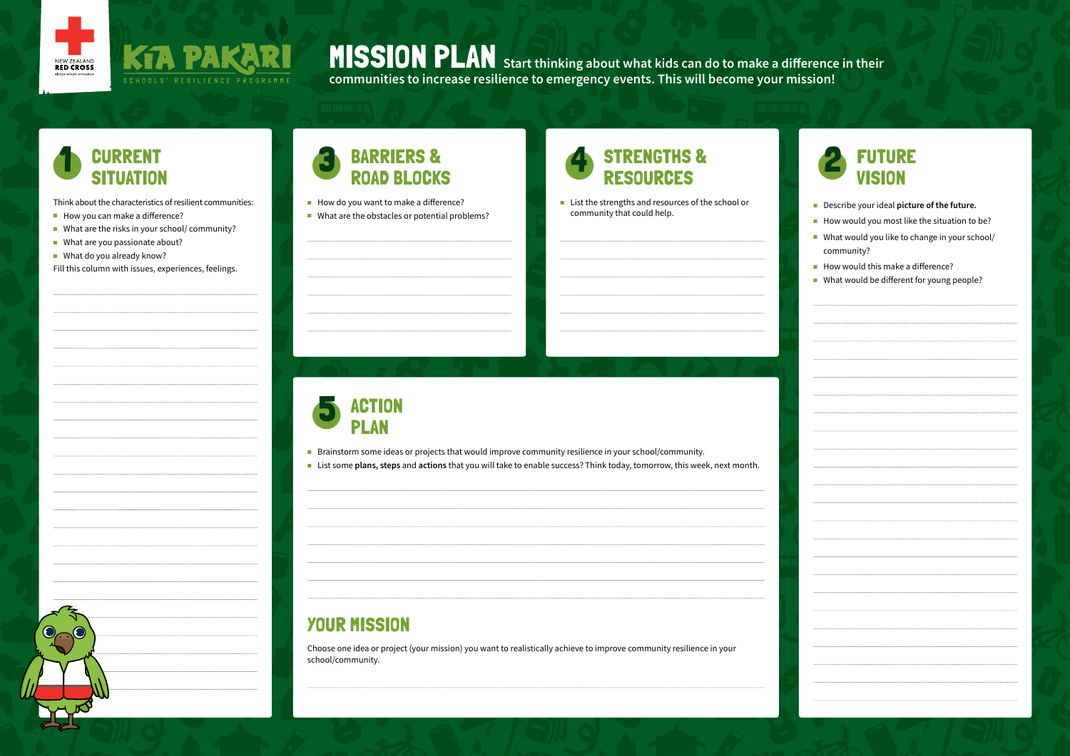New Zealand Red Cross

# KIA PAKARI

SCHOOLS' RESILIENCE PROGRAMME

# MISSION PLAN

Start thinking about what kids can do to make a difference in their communities to increase resilience to emergency events. This will become your mission!

## 1 CURRENT SITUATION

Think about the characteristics of resilient communities:

- How you can make a difference?
- What are the risks in your school/ community?
- What are you passionate about?
- What do you already know?

Fill this column with issues, experiences, feelings.

## 2 FUTURE VISION

- Describe your ideal **picture of the future.**
- How would you most like the situation to be?
- What would you like to change in your school/ community?
- How would this make a difference?
- What would be different for young people?

## 3 BARRIERS & ROAD BLOCKS

- How do you want to make a difference?
- What are the obstacles or potential problems?

## 4 STRENGTHS & RESOURCES

- List the strengths and resources of the school or community that could help.

## 5 ACTION PLAN

- Brainstorm some ideas or projects that would improve community resilience in your school/community.
- List some **plans, steps** and **actions** that you will take to enable success? Think today, tomorrow, this week, next month.

## YOUR MISSION

Choose one idea or project (your mission) you want to realistically achieve to improve community resilience in your school/community.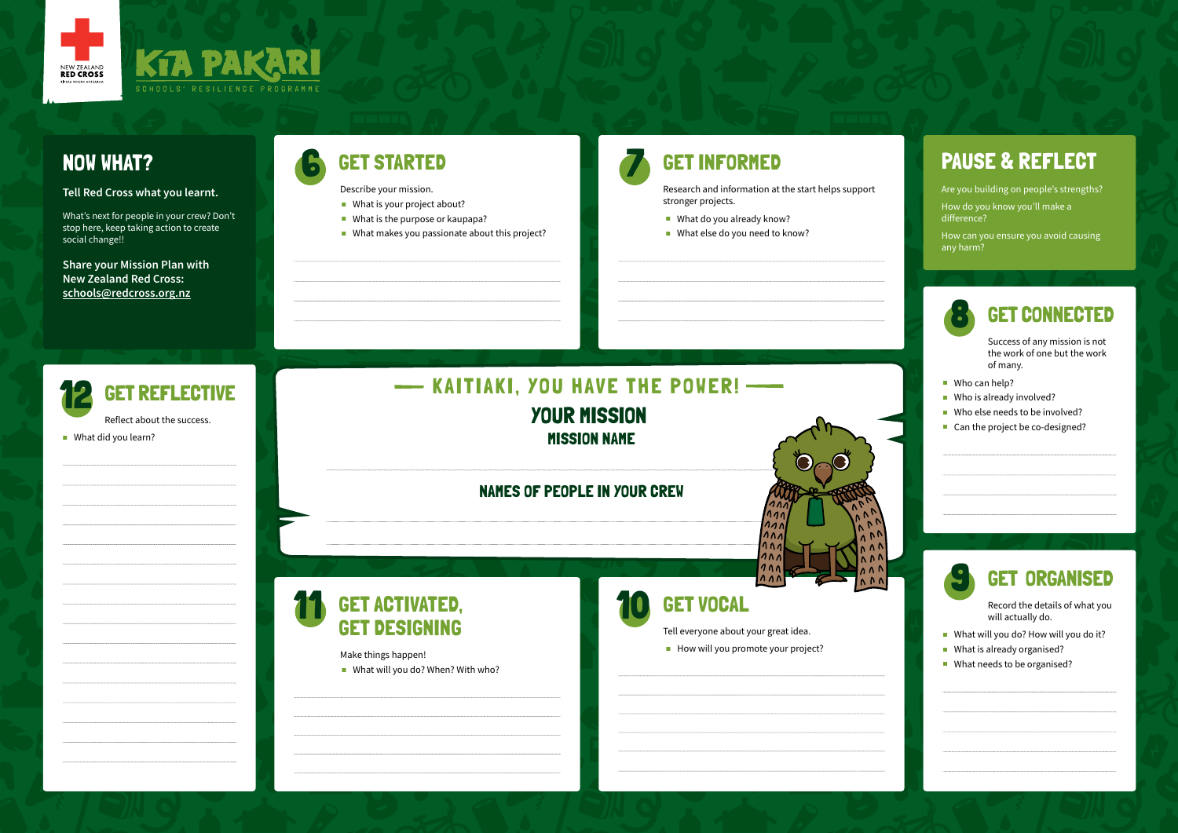KIA PAKARI

SCHOOLS' RESILIENCE PROGRAMME

## NOW WHAT?

**Tell Red Cross what you learnt.**

What's next for people in your crew? Don't stop here, keep taking action to create social change!!

**Share your Mission Plan with New Zealand Red Cross: schools@redcross.org.nz**

## 6 GET STARTED

Describe your mission.

- What is your project about?
- What is the purpose or kaupapa?
- What makes you passionate about this project?

## 7 GET INFORMED

Research and information at the start helps support stronger projects.

- What do you already know?
- What else do you need to know?

## PAUSE & REFLECT

Are you building on people's strengths?

How do you know you'll make a difference?

How can you ensure you avoid causing any harm?

## 8 GET CONNECTED

Success of any mission is not the work of one but the work of many.

- Who can help?
- Who is already involved?
- Who else needs to be involved?
- Can the project be co-designed?

## — KAITIAKI, YOU HAVE THE POWER! —

### YOUR MISSION

**MISSION NAME**

**NAMES OF PEOPLE IN YOUR CREW**

## 12 GET REFLECTIVE

Reflect about the success.

- What did you learn?

## 11 GET ACTIVATED, GET DESIGNING

Make things happen!

- What will you do? When? With who?

## 10 GET VOCAL

Tell everyone about your great idea.

- How will you promote your project?

## 9 GET ORGANISED

Record the details of what you will actually do.

- What will you do? How will you do it?
- What is already organised?
- What needs to be organised?